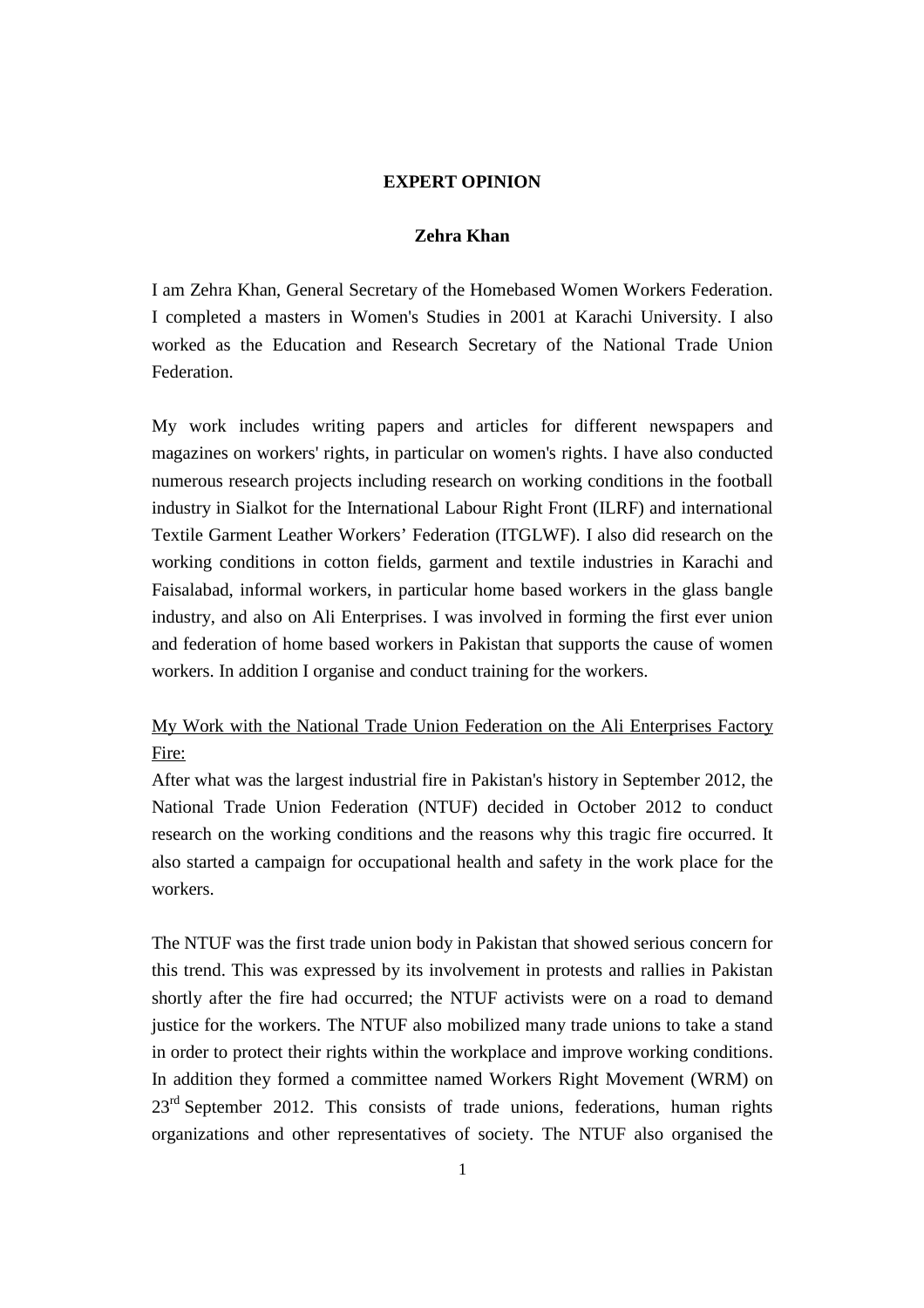**EXPERT OPINION**

**Zehra Khan**

I am Zehra Khan, General Secretary of the Homebased Women Workers Federation. I completed a masters in Women's Studies in 2001 at Karachi University. I also worked as the Education and Research Secretary of the National Trade Union Federation.

My work includes writing papers and articles for different newspapers and magazines on workers' rights, in particular on women's rights. I have also conducted numerous research projects including research on working conditions in the football industry in Sialkot for the International Labour Right Front (ILRF) and international Textile Garment Leather Workers' Federation (ITGLWF). I also did research on the working conditions in cotton fields, garment and textile industries in Karachi and Faisalabad, informal workers, in particular home based workers in the glass bangle industry, and also on Ali Enterprises. I was involved in forming the first ever union and federation of home based workers in Pakistan that supports the cause of women workers. In addition I organise and conduct training for the workers.

My Work with the National Trade Union Federation on the Ali Enterprises Factory Fire:

After what was the largest industrial fire in Pakistan's history in September 2012, the National Trade Union Federation (NTUF) decided in October 2012 to conduct research on the working conditions and the reasons why this tragic fire occurred. It also started a campaign for occupational health and safety in the work place for the workers.

The NTUF was the first trade union body in Pakistan that showed serious concern for this trend. This was expressed by its involvement in protests and rallies in Pakistan shortly after the fire had occurred; the NTUF activists were on a road to demand justice for the workers. The NTUF also mobilized many trade unions to take a stand in order to protect their rights within the workplace and improve working conditions. In addition they formed a committee named Workers Right Movement (WRM) on 23rd September 2012. This consists of trade unions, federations, human rights organizations and other representatives of society. The NTUF also organised the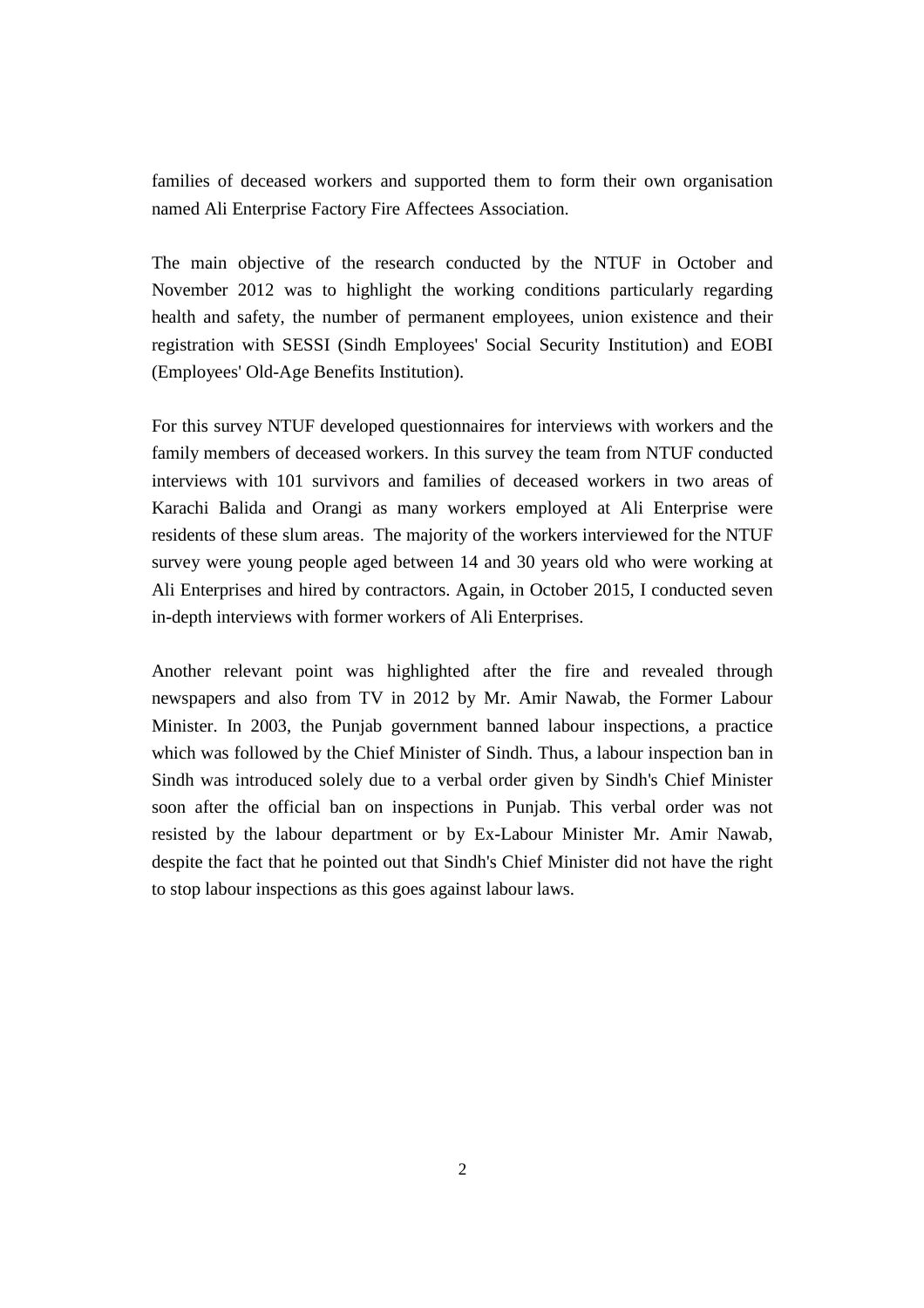families of deceased workers and supported them to form their own organisation named Ali Enterprise Factory Fire Affectees Association.

The main objective of the research conducted by the NTUF in October and November 2012 was to highlight the working conditions particularly regarding health and safety, the number of permanent employees, union existence and their registration with SESSI (Sindh Employees' Social Security Institution) and EOBI (Employees' Old-Age Benefits Institution).

For this survey NTUF developed questionnaires for interviews with workers and the family members of deceased workers. In this survey the team from NTUF conducted interviews with 101 survivors and families of deceased workers in two areas of Karachi Balida and Orangi as many workers employed at Ali Enterprise were residents of these slum areas. The majority of the workers interviewed for the NTUF survey were young people aged between 14 and 30 years old who were working at Ali Enterprises and hired by contractors. Again, in October 2015, I conducted seven in-depth interviews with former workers of Ali Enterprises.

Another relevant point was highlighted after the fire and revealed through newspapers and also from TV in 2012 by Mr. Amir Nawab, the Former Labour Minister. In 2003, the Punjab government banned labour inspections, a practice which was followed by the Chief Minister of Sindh. Thus, a labour inspection ban in Sindh was introduced solely due to a verbal order given by Sindh's Chief Minister soon after the official ban on inspections in Punjab. This verbal order was not resisted by the labour department or by Ex-Labour Minister Mr. Amir Nawab, despite the fact that he pointed out that Sindh's Chief Minister did not have the right to stop labour inspections as this goes against labour laws.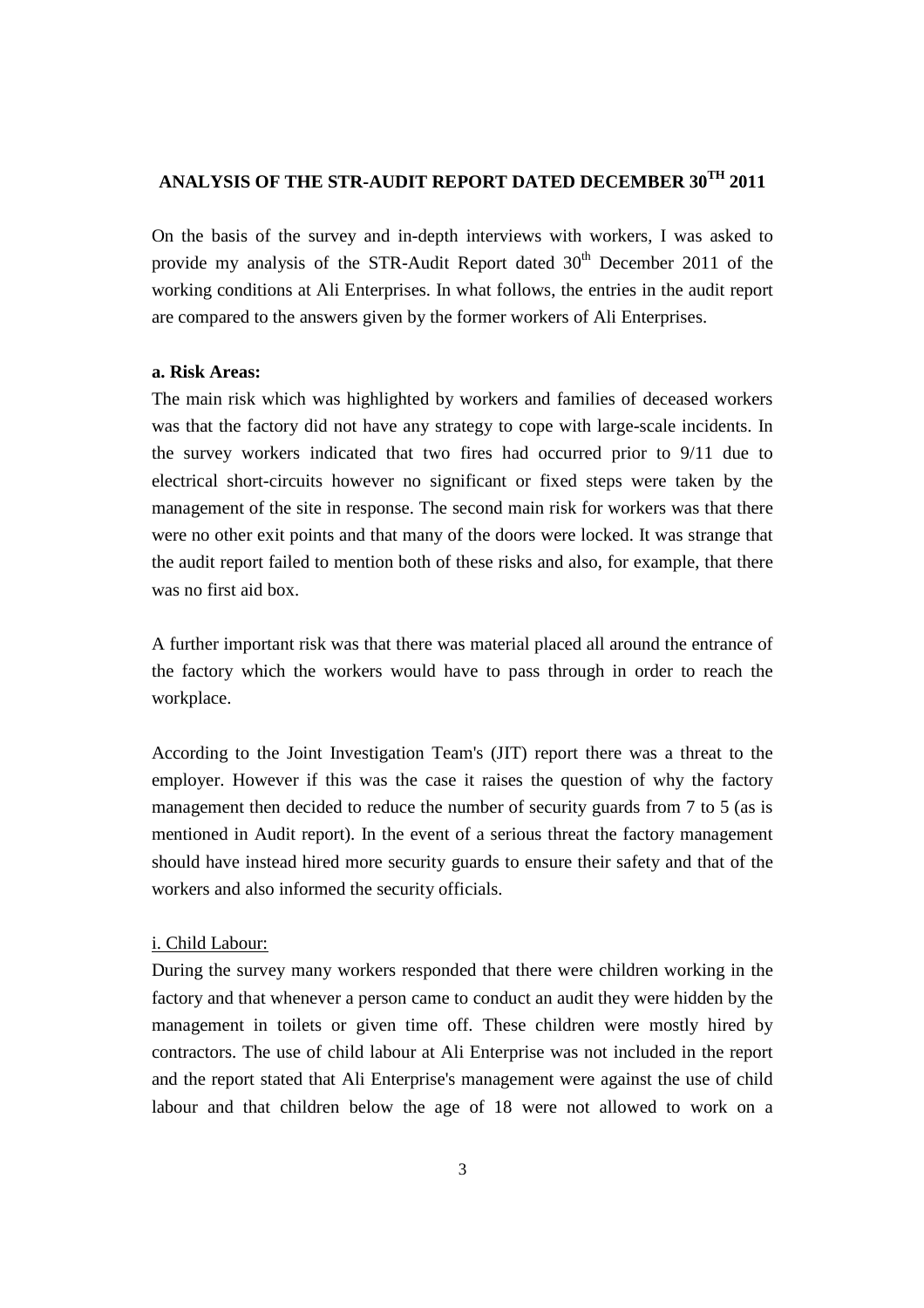## ANALYSIS OF THE STR-AUDIT REPORT DATED DECEMBER 30TH 2011

On the basis of the survey and in-depth interviews with workers, I was asked to provide my analysis of the STR-Audit Report dated 30th December 2011 of the working conditions at Ali Enterprises. In what follows, the entries in the audit report are compared to the answers given by the former workers of Ali Enterprises.

### a. Risk Areas:

The main risk which was highlighted by workers and families of deceased workers was that the factory did not have any strategy to cope with large-scale incidents. In the survey workers indicated that two fires had occurred prior to 9/11 due to electrical short-circuits however no significant or fixed steps were taken by the management of the site in response. The second main risk for workers was that there were no other exit points and that many of the doors were locked. It was strange that the audit report failed to mention both of these risks and also, for example, that there was no first aid box.

A further important risk was that there was material placed all around the entrance of the factory which the workers would have to pass through in order to reach the workplace.

According to the Joint Investigation Team's (JIT) report there was a threat to the employer. However if this was the case it raises the question of why the factory management then decided to reduce the number of security guards from 7 to 5 (as is mentioned in Audit report). In the event of a serious threat the factory management should have instead hired more security guards to ensure their safety and that of the workers and also informed the security officials.

#### i. Child Labour:

During the survey many workers responded that there were children working in the factory and that whenever a person came to conduct an audit they were hidden by the management in toilets or given time off. These children were mostly hired by contractors. The use of child labour at Ali Enterprise was not included in the report and the report stated that Ali Enterprise's management were against the use of child labour and that children below the age of 18 were not allowed to work on a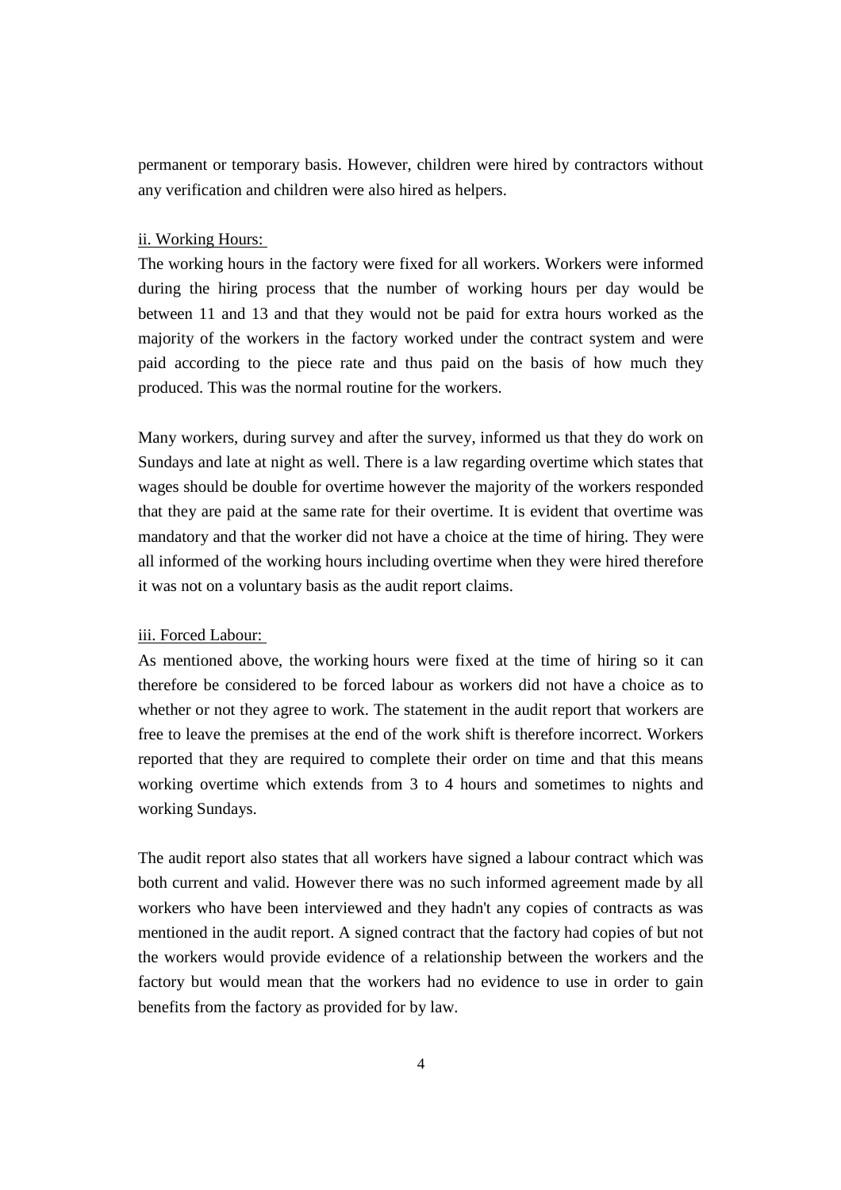permanent or temporary basis. However, children were hired by contractors without any verification and children were also hired as helpers.

ii. Working Hours:

The working hours in the factory were fixed for all workers. Workers were informed during the hiring process that the number of working hours per day would be between 11 and 13 and that they would not be paid for extra hours worked as the majority of the workers in the factory worked under the contract system and were paid according to the piece rate and thus paid on the basis of how much they produced. This was the normal routine for the workers.

Many workers, during survey and after the survey, informed us that they do work on Sundays and late at night as well. There is a law regarding overtime which states that wages should be double for overtime however the majority of the workers responded that they are paid at the same rate for their overtime. It is evident that overtime was mandatory and that the worker did not have a choice at the time of hiring. They were all informed of the working hours including overtime when they were hired therefore it was not on a voluntary basis as the audit report claims.

iii. Forced Labour:

As mentioned above, the working hours were fixed at the time of hiring so it can therefore be considered to be forced labour as workers did not have a choice as to whether or not they agree to work. The statement in the audit report that workers are free to leave the premises at the end of the work shift is therefore incorrect. Workers reported that they are required to complete their order on time and that this means working overtime which extends from 3 to 4 hours and sometimes to nights and working Sundays.

The audit report also states that all workers have signed a labour contract which was both current and valid. However there was no such informed agreement made by all workers who have been interviewed and they hadn't any copies of contracts as was mentioned in the audit report. A signed contract that the factory had copies of but not the workers would provide evidence of a relationship between the workers and the factory but would mean that the workers had no evidence to use in order to gain benefits from the factory as provided for by law.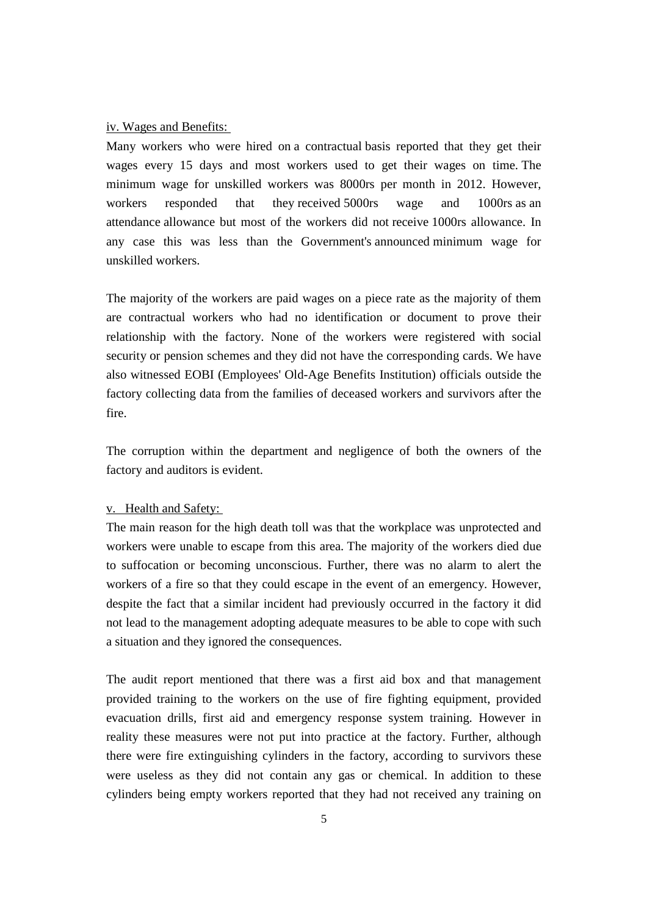iv. Wages and Benefits:

Many workers who were hired on a contractual basis reported that they get their wages every 15 days and most workers used to get their wages on time. The minimum wage for unskilled workers was 8000rs per month in 2012. However, workers responded that they received 5000rs wage and 1000rs as an attendance allowance but most of the workers did not receive 1000rs allowance. In any case this was less than the Government's announced minimum wage for unskilled workers.

The majority of the workers are paid wages on a piece rate as the majority of them are contractual workers who had no identification or document to prove their relationship with the factory. None of the workers were registered with social security or pension schemes and they did not have the corresponding cards. We have also witnessed EOBI (Employees' Old-Age Benefits Institution) officials outside the factory collecting data from the families of deceased workers and survivors after the fire.

The corruption within the department and negligence of both the owners of the factory and auditors is evident.

v. Health and Safety:

The main reason for the high death toll was that the workplace was unprotected and workers were unable to escape from this area. The majority of the workers died due to suffocation or becoming unconscious. Further, there was no alarm to alert the workers of a fire so that they could escape in the event of an emergency. However, despite the fact that a similar incident had previously occurred in the factory it did not lead to the management adopting adequate measures to be able to cope with such a situation and they ignored the consequences.

The audit report mentioned that there was a first aid box and that management provided training to the workers on the use of fire fighting equipment, provided evacuation drills, first aid and emergency response system training. However in reality these measures were not put into practice at the factory. Further, although there were fire extinguishing cylinders in the factory, according to survivors these were useless as they did not contain any gas or chemical. In addition to these cylinders being empty workers reported that they had not received any training on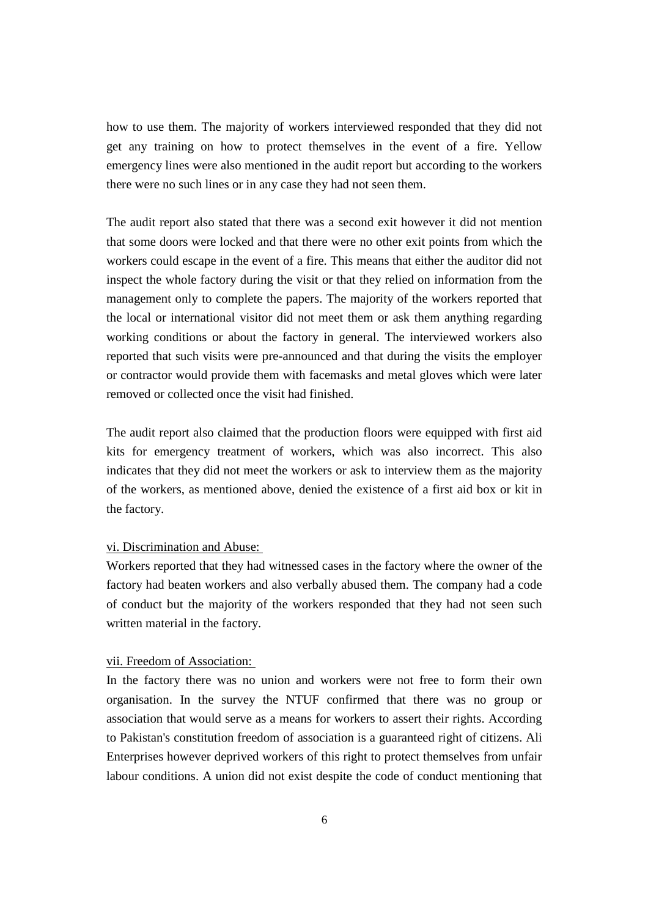how to use them. The majority of workers interviewed responded that they did not get any training on how to protect themselves in the event of a fire. Yellow emergency lines were also mentioned in the audit report but according to the workers there were no such lines or in any case they had not seen them.

The audit report also stated that there was a second exit however it did not mention that some doors were locked and that there were no other exit points from which the workers could escape in the event of a fire. This means that either the auditor did not inspect the whole factory during the visit or that they relied on information from the management only to complete the papers. The majority of the workers reported that the local or international visitor did not meet them or ask them anything regarding working conditions or about the factory in general. The interviewed workers also reported that such visits were pre-announced and that during the visits the employer or contractor would provide them with facemasks and metal gloves which were later removed or collected once the visit had finished.

The audit report also claimed that the production floors were equipped with first aid kits for emergency treatment of workers, which was also incorrect. This also indicates that they did not meet the workers or ask to interview them as the majority of the workers, as mentioned above, denied the existence of a first aid box or kit in the factory.

vi. Discrimination and Abuse:

Workers reported that they had witnessed cases in the factory where the owner of the factory had beaten workers and also verbally abused them. The company had a code of conduct but the majority of the workers responded that they had not seen such written material in the factory.

vii. Freedom of Association:

In the factory there was no union and workers were not free to form their own organisation. In the survey the NTUF confirmed that there was no group or association that would serve as a means for workers to assert their rights. According to Pakistan's constitution freedom of association is a guaranteed right of citizens. Ali Enterprises however deprived workers of this right to protect themselves from unfair labour conditions. A union did not exist despite the code of conduct mentioning that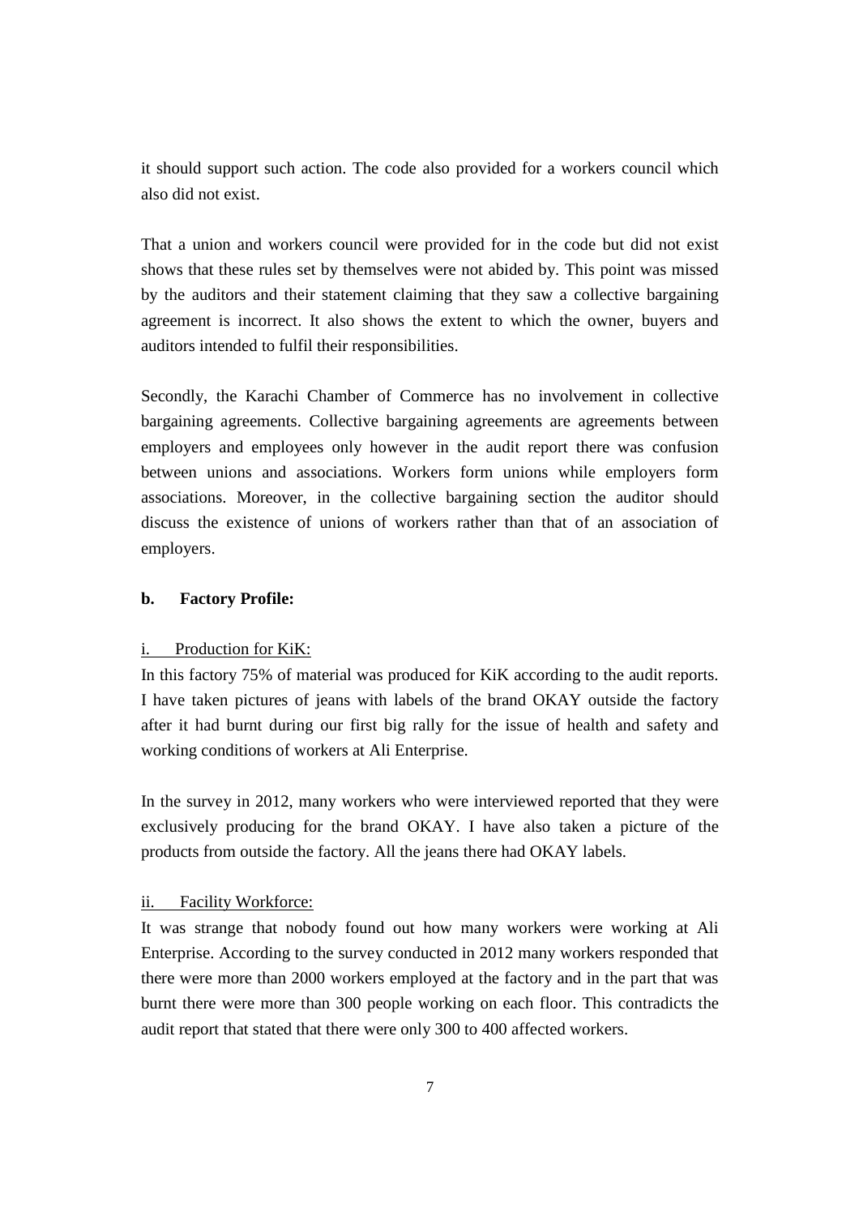it should support such action. The code also provided for a workers council which also did not exist.

That a union and workers council were provided for in the code but did not exist shows that these rules set by themselves were not abided by. This point was missed by the auditors and their statement claiming that they saw a collective bargaining agreement is incorrect. It also shows the extent to which the owner, buyers and auditors intended to fulfil their responsibilities.

Secondly, the Karachi Chamber of Commerce has no involvement in collective bargaining agreements. Collective bargaining agreements are agreements between employers and employees only however in the audit report there was confusion between unions and associations. Workers form unions while employers form associations. Moreover, in the collective bargaining section the auditor should discuss the existence of unions of workers rather than that of an association of employers.

### b. Factory Profile:

<u>i. Production for KiK:</u>

In this factory 75% of material was produced for KiK according to the audit reports. I have taken pictures of jeans with labels of the brand OKAY outside the factory after it had burnt during our first big rally for the issue of health and safety and working conditions of workers at Ali Enterprise.

In the survey in 2012, many workers who were interviewed reported that they were exclusively producing for the brand OKAY. I have also taken a picture of the products from outside the factory. All the jeans there had OKAY labels.

<u>ii. Facility Workforce:</u>

It was strange that nobody found out how many workers were working at Ali Enterprise. According to the survey conducted in 2012 many workers responded that there were more than 2000 workers employed at the factory and in the part that was burnt there were more than 300 people working on each floor. This contradicts the audit report that stated that there were only 300 to 400 affected workers.